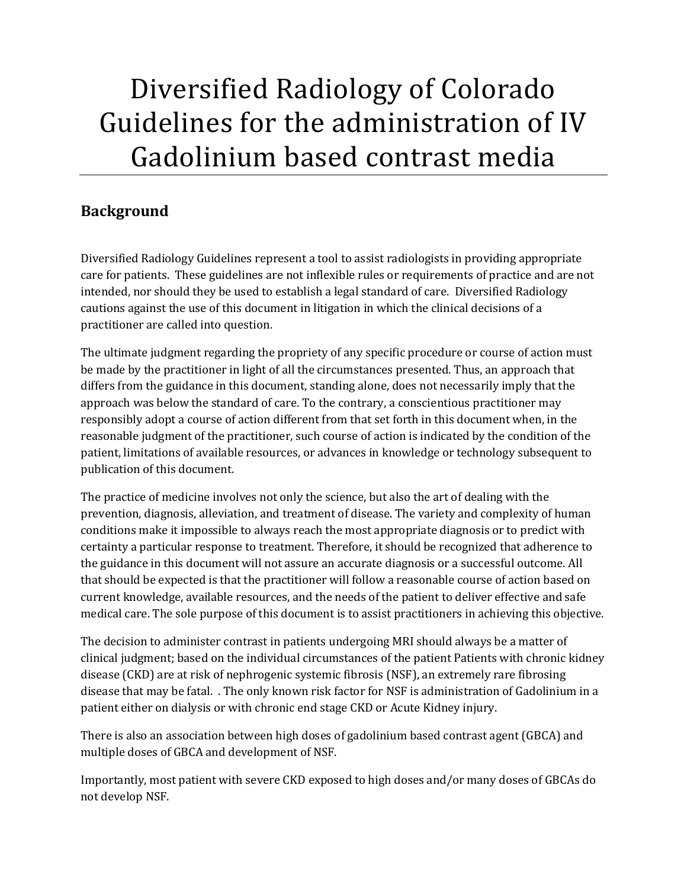# Diversified Radiology of Colorado Guidelines for the administration of IV Gadolinium based contrast media

## Background

Diversified Radiology Guidelines represent a tool to assist radiologists in providing appropriate care for patients. These guidelines are not inflexible rules or requirements of practice and are not intended, nor should they be used to establish a legal standard of care. Diversified Radiology cautions against the use of this document in litigation in which the clinical decisions of a practitioner are called into question.

The ultimate judgment regarding the propriety of any specific procedure or course of action must be made by the practitioner in light of all the circumstances presented. Thus, an approach that differs from the guidance in this document, standing alone, does not necessarily imply that the approach was below the standard of care. To the contrary, a conscientious practitioner may responsibly adopt a course of action different from that set forth in this document when, in the reasonable judgment of the practitioner, such course of action is indicated by the condition of the patient, limitations of available resources, or advances in knowledge or technology subsequent to publication of this document.

The practice of medicine involves not only the science, but also the art of dealing with the prevention, diagnosis, alleviation, and treatment of disease. The variety and complexity of human conditions make it impossible to always reach the most appropriate diagnosis or to predict with certainty a particular response to treatment. Therefore, it should be recognized that adherence to the guidance in this document will not assure an accurate diagnosis or a successful outcome. All that should be expected is that the practitioner will follow a reasonable course of action based on current knowledge, available resources, and the needs of the patient to deliver effective and safe medical care. The sole purpose of this document is to assist practitioners in achieving this objective.

The decision to administer contrast in patients undergoing MRI should always be a matter of clinical judgment; based on the individual circumstances of the patient Patients with chronic kidney disease (CKD) are at risk of nephrogenic systemic fibrosis (NSF), an extremely rare fibrosing disease that may be fatal. . The only known risk factor for NSF is administration of Gadolinium in a patient either on dialysis or with chronic end stage CKD or Acute Kidney injury.

There is also an association between high doses of gadolinium based contrast agent (GBCA) and multiple doses of GBCA and development of NSF.

Importantly, most patient with severe CKD exposed to high doses and/or many doses of GBCAs do not develop NSF.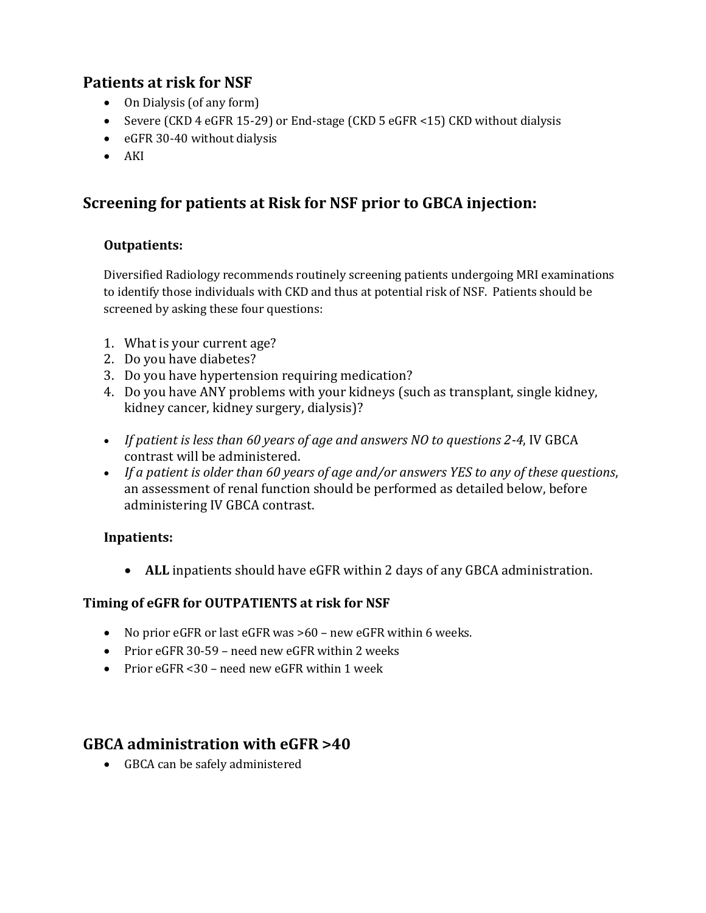## Patients at risk for NSF

- On Dialysis (of any form)
- Severe (CKD 4 eGFR 15-29) or End-stage (CKD 5 eGFR <15) CKD without dialysis
- eGFR 30-40 without dialysis
- AKI

## Screening for patients at Risk for NSF prior to GBCA injection:

### Outpatients:

Diversified Radiology recommends routinely screening patients undergoing MRI examinations to identify those individuals with CKD and thus at potential risk of NSF. Patients should be screened by asking these four questions:

1. What is your current age?
2. Do you have diabetes?
3. Do you have hypertension requiring medication?
4. Do you have ANY problems with your kidneys (such as transplant, single kidney, kidney cancer, kidney surgery, dialysis)?

- *If patient is less than 60 years of age and answers NO to questions 2-4*, IV GBCA contrast will be administered.
- *If a patient is older than 60 years of age and/or answers YES to any of these questions*, an assessment of renal function should be performed as detailed below, before administering IV GBCA contrast.

### Inpatients:

- **ALL** inpatients should have eGFR within 2 days of any GBCA administration.

### Timing of eGFR for OUTPATIENTS at risk for NSF

- No prior eGFR or last eGFR was >60 – new eGFR within 6 weeks.
- Prior eGFR 30-59 – need new eGFR within 2 weeks
- Prior eGFR <30 – need new eGFR within 1 week

## GBCA administration with eGFR >40

- GBCA can be safely administered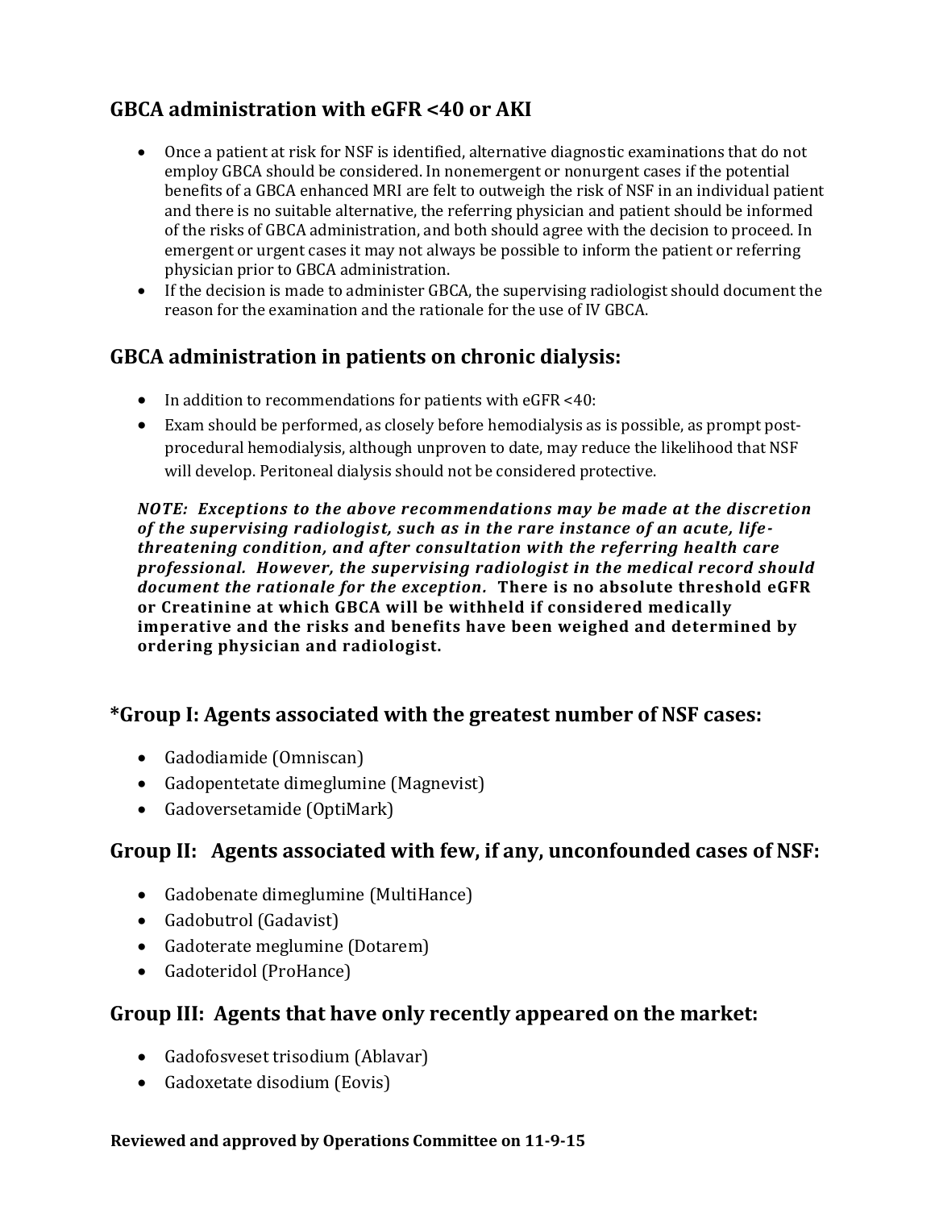## GBCA administration with eGFR <40 or AKI

- Once a patient at risk for NSF is identified, alternative diagnostic examinations that do not employ GBCA should be considered. In nonemergent or nonurgent cases if the potential benefits of a GBCA enhanced MRI are felt to outweigh the risk of NSF in an individual patient and there is no suitable alternative, the referring physician and patient should be informed of the risks of GBCA administration, and both should agree with the decision to proceed. In emergent or urgent cases it may not always be possible to inform the patient or referring physician prior to GBCA administration.
- If the decision is made to administer GBCA, the supervising radiologist should document the reason for the examination and the rationale for the use of IV GBCA.

## GBCA administration in patients on chronic dialysis:

- In addition to recommendations for patients with eGFR <40:
- Exam should be performed, as closely before hemodialysis as is possible, as prompt post-procedural hemodialysis, although unproven to date, may reduce the likelihood that NSF will develop. Peritoneal dialysis should not be considered protective.

***NOTE: Exceptions to the above recommendations may be made at the discretion of the supervising radiologist, such as in the rare instance of an acute, life-threatening condition, and after consultation with the referring health care professional. However, the supervising radiologist in the medical record should document the rationale for the exception.*** **There is no absolute threshold eGFR or Creatinine at which GBCA will be withheld if considered medically imperative and the risks and benefits have been weighed and determined by ordering physician and radiologist.**

## *Group I: Agents associated with the greatest number of NSF cases:

- Gadodiamide (Omniscan)
- Gadopentetate dimeglumine (Magnevist)
- Gadoversetamide (OptiMark)

## Group II: Agents associated with few, if any, unconfounded cases of NSF:

- Gadobenate dimeglumine (MultiHance)
- Gadobutrol (Gadavist)
- Gadoterate meglumine (Dotarem)
- Gadoteridol (ProHance)

## Group III: Agents that have only recently appeared on the market:

- Gadofosveset trisodium (Ablavar)
- Gadoxetate disodium (Eovis)

**Reviewed and approved by Operations Committee on 11-9-15**